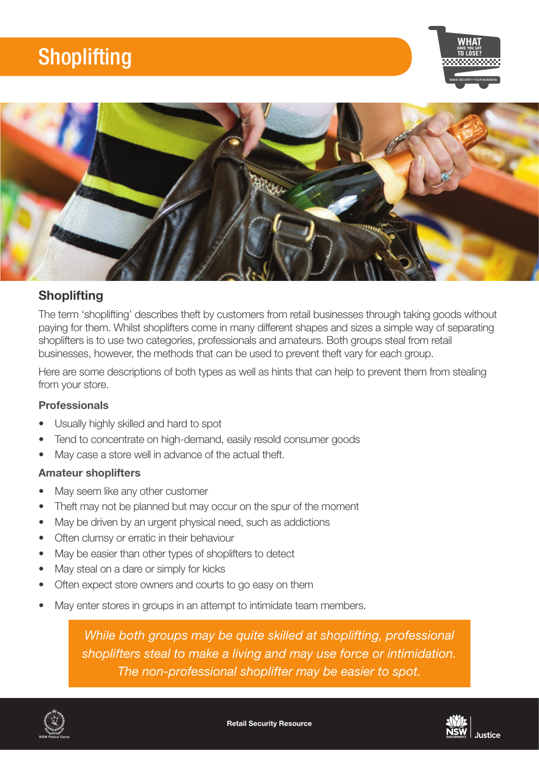# Shoplifting

## Shoplifting

The term 'shoplifting' describes theft by customers from retail businesses through taking goods without paying for them. Whilst shoplifters come in many different shapes and sizes a simple way of separating shoplifters is to use two categories, professionals and amateurs. Both groups steal from retail businesses, however, the methods that can be used to prevent theft vary for each group.

Here are some descriptions of both types as well as hints that can help to prevent them from stealing from your store.

### Professionals

- Usually highly skilled and hard to spot
- Tend to concentrate on high-demand, easily resold consumer goods
- May case a store well in advance of the actual theft.

### Amateur shoplifters

- May seem like any other customer
- Theft may not be planned but may occur on the spur of the moment
- May be driven by an urgent physical need, such as addictions
- Often clumsy or erratic in their behaviour
- May be easier than other types of shoplifters to detect
- May steal on a dare or simply for kicks
- Often expect store owners and courts to go easy on them
- May enter stores in groups in an attempt to intimidate team members.

*While both groups may be quite skilled at shoplifting, professional shoplifters steal to make a living and may use force or intimidation. The non-professional shoplifter may be easier to spot.*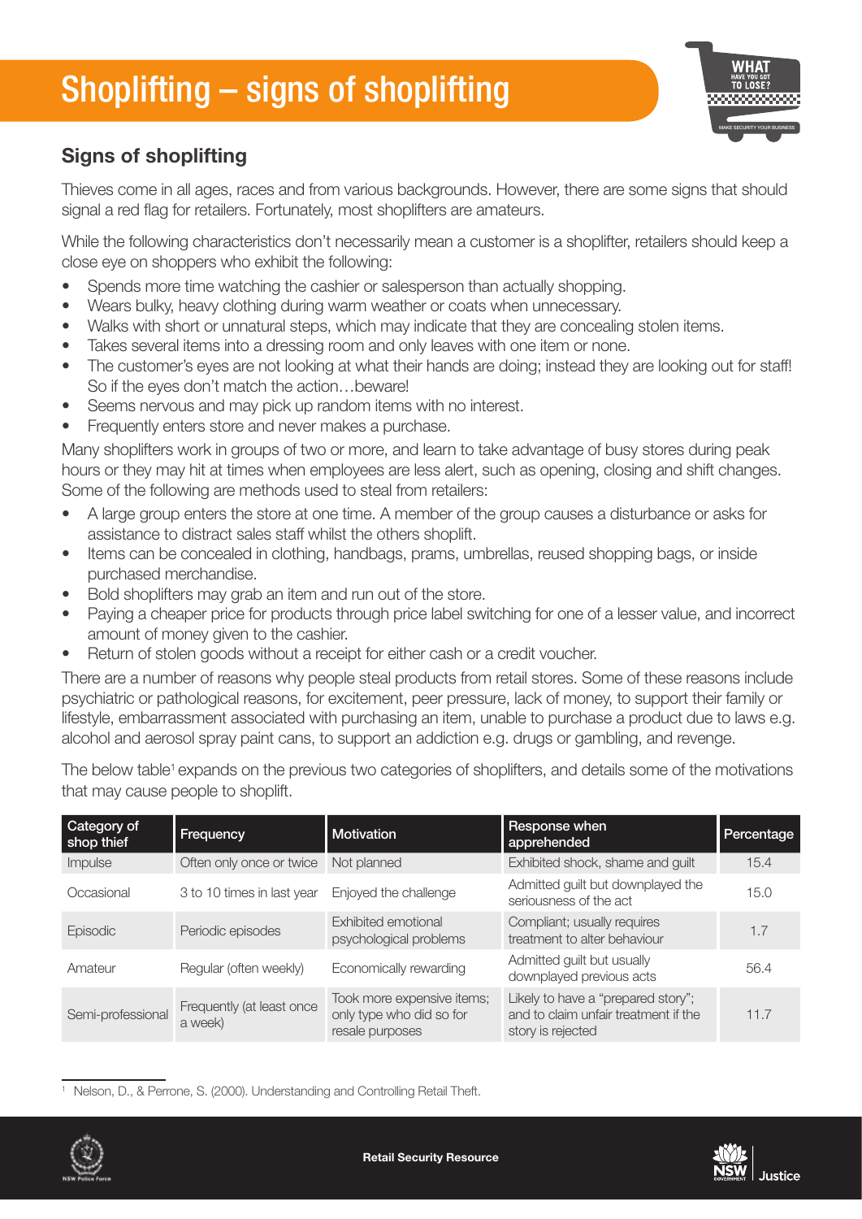# Shoplifting – signs of shoplifting

## Signs of shoplifting

Thieves come in all ages, races and from various backgrounds. However, there are some signs that should signal a red flag for retailers. Fortunately, most shoplifters are amateurs.

While the following characteristics don't necessarily mean a customer is a shoplifter, retailers should keep a close eye on shoppers who exhibit the following:

- Spends more time watching the cashier or salesperson than actually shopping.
- Wears bulky, heavy clothing during warm weather or coats when unnecessary.
- Walks with short or unnatural steps, which may indicate that they are concealing stolen items.
- Takes several items into a dressing room and only leaves with one item or none.
- The customer's eyes are not looking at what their hands are doing; instead they are looking out for staff! So if the eyes don't match the action…beware!
- Seems nervous and may pick up random items with no interest.
- Frequently enters store and never makes a purchase.

Many shoplifters work in groups of two or more, and learn to take advantage of busy stores during peak hours or they may hit at times when employees are less alert, such as opening, closing and shift changes. Some of the following are methods used to steal from retailers:

- A large group enters the store at one time. A member of the group causes a disturbance or asks for assistance to distract sales staff whilst the others shoplift.
- Items can be concealed in clothing, handbags, prams, umbrellas, reused shopping bags, or inside purchased merchandise.
- Bold shoplifters may grab an item and run out of the store.
- Paying a cheaper price for products through price label switching for one of a lesser value, and incorrect amount of money given to the cashier.
- Return of stolen goods without a receipt for either cash or a credit voucher.

There are a number of reasons why people steal products from retail stores. Some of these reasons include psychiatric or pathological reasons, for excitement, peer pressure, lack of money, to support their family or lifestyle, embarrassment associated with purchasing an item, unable to purchase a product due to laws e.g. alcohol and aerosol spray paint cans, to support an addiction e.g. drugs or gambling, and revenge.

The below table[1] expands on the previous two categories of shoplifters, and details some of the motivations that may cause people to shoplift.

| Category of shop thief | Frequency | Motivation | Response when apprehended | Percentage |
|---|---|---|---|---|
| Impulse | Often only once or twice | Not planned | Exhibited shock, shame and guilt | 15.4 |
| Occasional | 3 to 10 times in last year | Enjoyed the challenge | Admitted guilt but downplayed the seriousness of the act | 15.0 |
| Episodic | Periodic episodes | Exhibited emotional psychological problems | Compliant; usually requires treatment to alter behaviour | 1.7 |
| Amateur | Regular (often weekly) | Economically rewarding | Admitted guilt but usually downplayed previous acts | 56.4 |
| Semi-professional | Frequently (at least once a week) | Took more expensive items; only type who did so for resale purposes | Likely to have a "prepared story"; and to claim unfair treatment if the story is rejected | 11.7 |

[1] Nelson, D., & Perrone, S. (2000). Understanding and Controlling Retail Theft.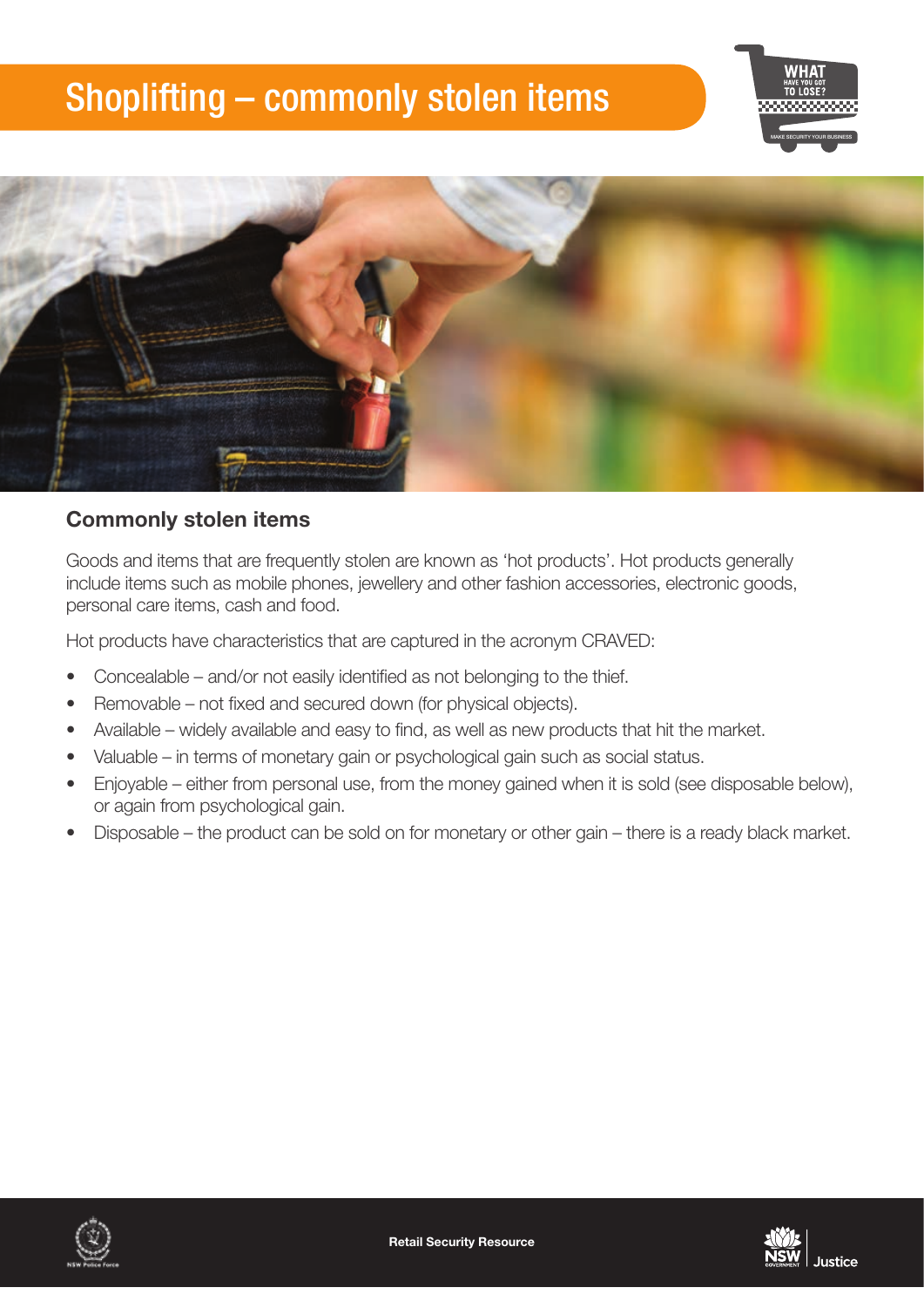# Shoplifting – commonly stolen items

## Commonly stolen items

Goods and items that are frequently stolen are known as 'hot products'. Hot products generally include items such as mobile phones, jewellery and other fashion accessories, electronic goods, personal care items, cash and food.

Hot products have characteristics that are captured in the acronym CRAVED:

- Concealable – and/or not easily identified as not belonging to the thief.
- Removable – not fixed and secured down (for physical objects).
- Available – widely available and easy to find, as well as new products that hit the market.
- Valuable – in terms of monetary gain or psychological gain such as social status.
- Enjoyable – either from personal use, from the money gained when it is sold (see disposable below), or again from psychological gain.
- Disposable – the product can be sold on for monetary or other gain – there is a ready black market.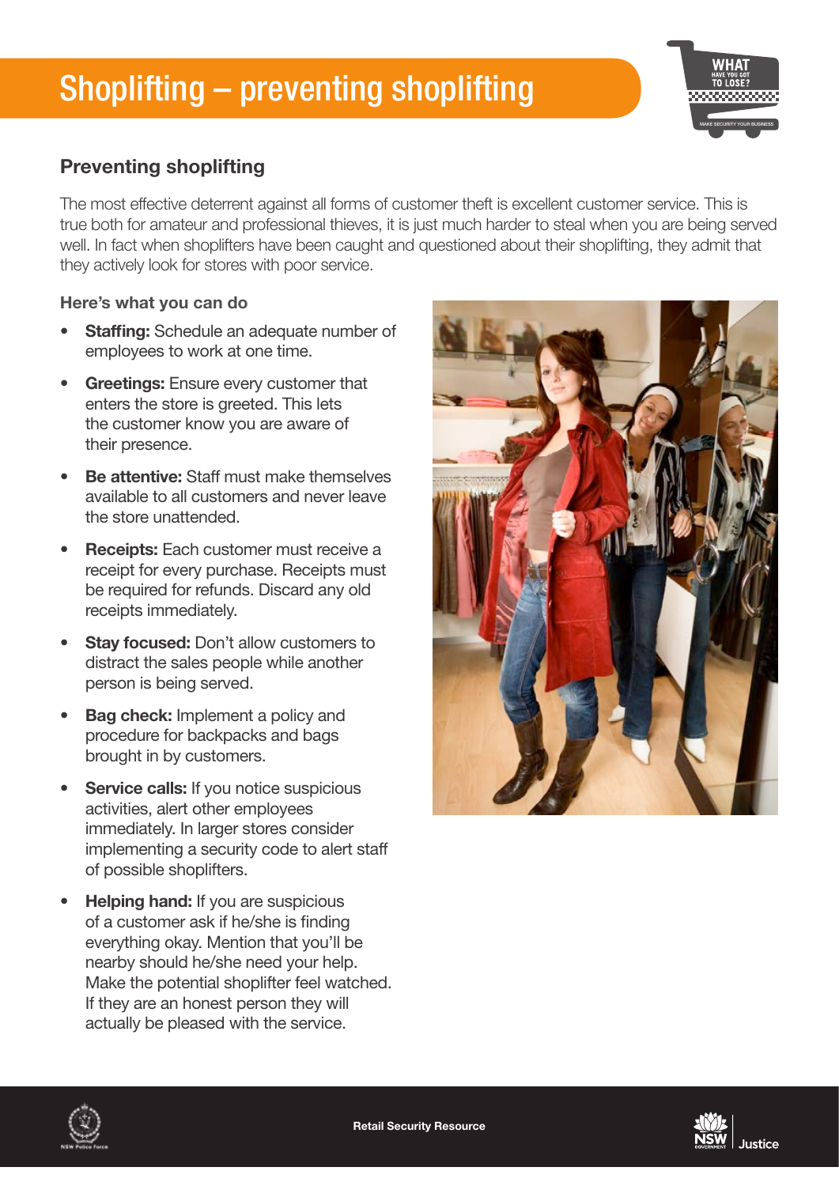# Shoplifting – preventing shoplifting

## Preventing shoplifting

The most effective deterrent against all forms of customer theft is excellent customer service. This is true both for amateur and professional thieves, it is just much harder to steal when you are being served well. In fact when shoplifters have been caught and questioned about their shoplifting, they admit that they actively look for stores with poor service.

### Here's what you can do

- **Staffing:** Schedule an adequate number of employees to work at one time.
- **Greetings:** Ensure every customer that enters the store is greeted. This lets the customer know you are aware of their presence.
- **Be attentive:** Staff must make themselves available to all customers and never leave the store unattended.
- **Receipts:** Each customer must receive a receipt for every purchase. Receipts must be required for refunds. Discard any old receipts immediately.
- **Stay focused:** Don't allow customers to distract the sales people while another person is being served.
- **Bag check:** Implement a policy and procedure for backpacks and bags brought in by customers.
- **Service calls:** If you notice suspicious activities, alert other employees immediately. In larger stores consider implementing a security code to alert staff of possible shoplifters.
- **Helping hand:** If you are suspicious of a customer ask if he/she is finding everything okay. Mention that you'll be nearby should he/she need your help. Make the potential shoplifter feel watched. If they are an honest person they will actually be pleased with the service.